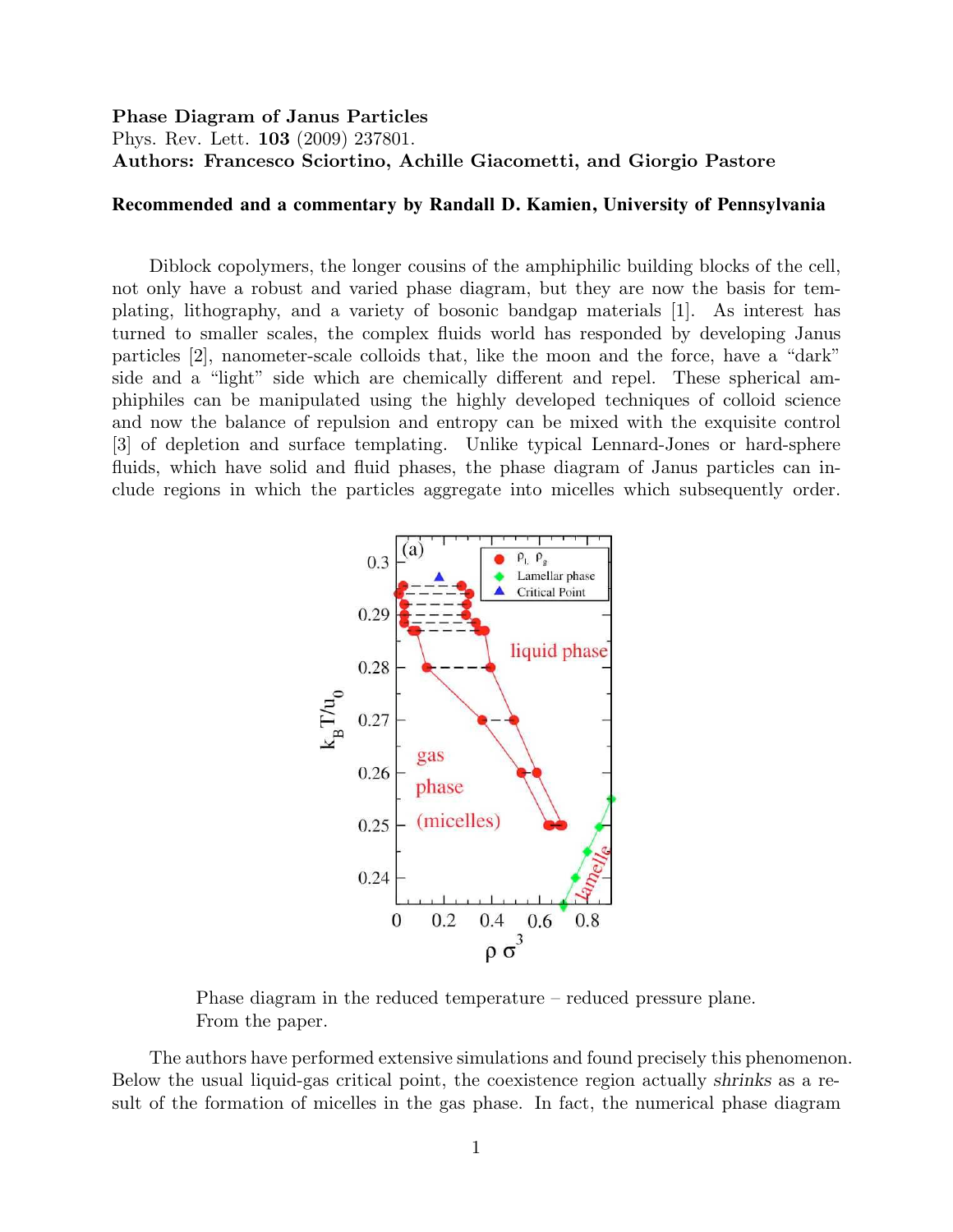**Phase Diagram of Janus Particles**
Phys. Rev. Lett. **103** (2009) 237801.
**Authors: Francesco Sciortino, Achille Giacometti, and Giorgio Pastore**

**Recommended and a commentary by Randall D. Kamien, University of Pennsylvania**

Diblock copolymers, the longer cousins of the amphiphilic building blocks of the cell, not only have a robust and varied phase diagram, but they are now the basis for templating, lithography, and a variety of bosonic bandgap materials [1]. As interest has turned to smaller scales, the complex fluids world has responded by developing Janus particles [2], nanometer-scale colloids that, like the moon and the force, have a "dark" side and a "light" side which are chemically different and repel. These spherical amphiphiles can be manipulated using the highly developed techniques of colloid science and now the balance of repulsion and entropy can be mixed with the exquisite control [3] of depletion and surface templating. Unlike typical Lennard-Jones or hard-sphere fluids, which have solid and fluid phases, the phase diagram of Janus particles can include regions in which the particles aggregate into micelles which subsequently order.

Phase diagram in the reduced temperature – reduced pressure plane.
From the paper.

The authors have performed extensive simulations and found precisely this phenomenon. Below the usual liquid-gas critical point, the coexistence region actually *shrinks* as a result of the formation of micelles in the gas phase. In fact, the numerical phase diagram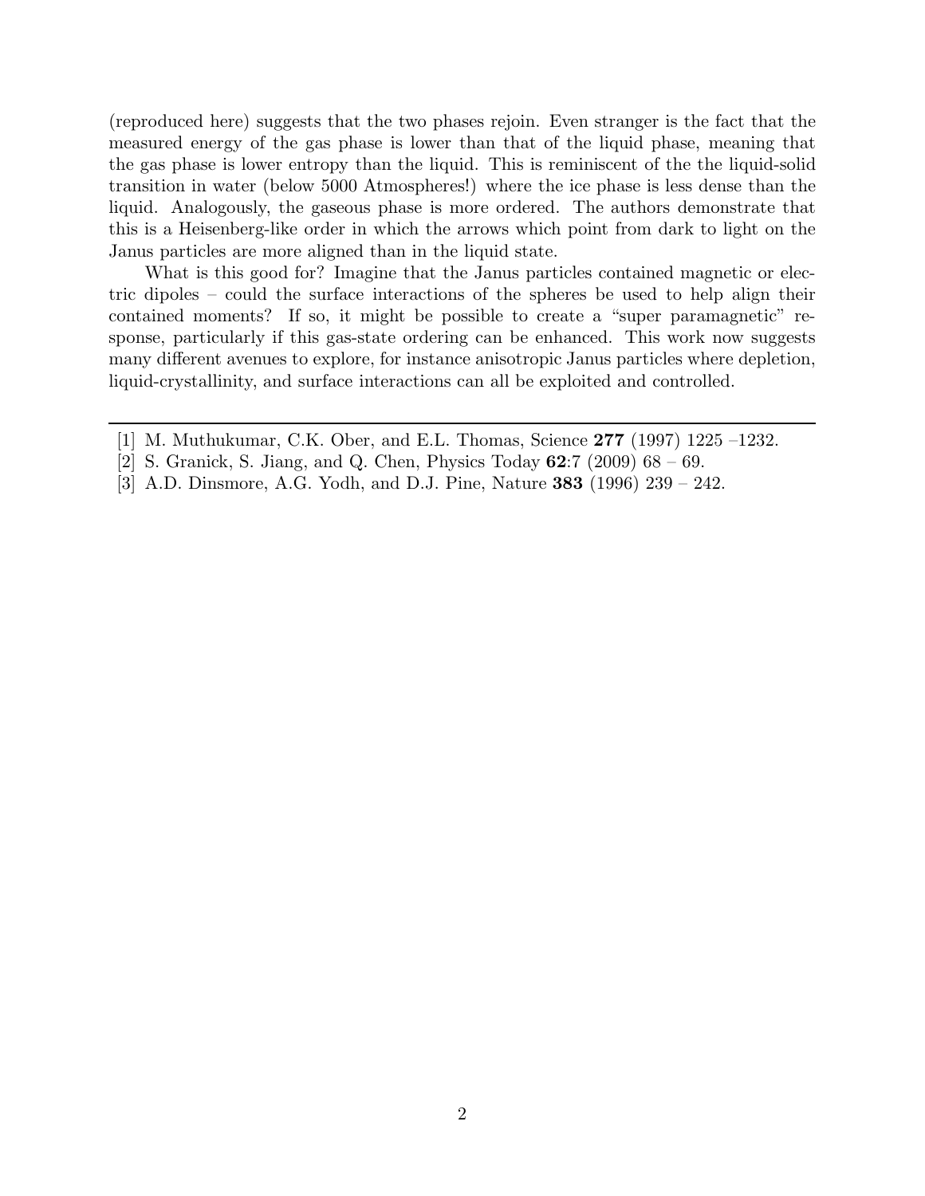(reproduced here) suggests that the two phases rejoin. Even stranger is the fact that the measured energy of the gas phase is lower than that of the liquid phase, meaning that the gas phase is lower entropy than the liquid. This is reminiscent of the the liquid-solid transition in water (below 5000 Atmospheres!) where the ice phase is less dense than the liquid. Analogously, the gaseous phase is more ordered. The authors demonstrate that this is a Heisenberg-like order in which the arrows which point from dark to light on the Janus particles are more aligned than in the liquid state.

What is this good for? Imagine that the Janus particles contained magnetic or electric dipoles – could the surface interactions of the spheres be used to help align their contained moments? If so, it might be possible to create a "super paramagnetic" response, particularly if this gas-state ordering can be enhanced. This work now suggests many different avenues to explore, for instance anisotropic Janus particles where depletion, liquid-crystallinity, and surface interactions can all be exploited and controlled.

---

[1] M. Muthukumar, C.K. Ober, and E.L. Thomas, Science **277** (1997) 1225 –1232.

[2] S. Granick, S. Jiang, and Q. Chen, Physics Today **62**:7 (2009) 68 – 69.

[3] A.D. Dinsmore, A.G. Yodh, and D.J. Pine, Nature **383** (1996) 239 – 242.